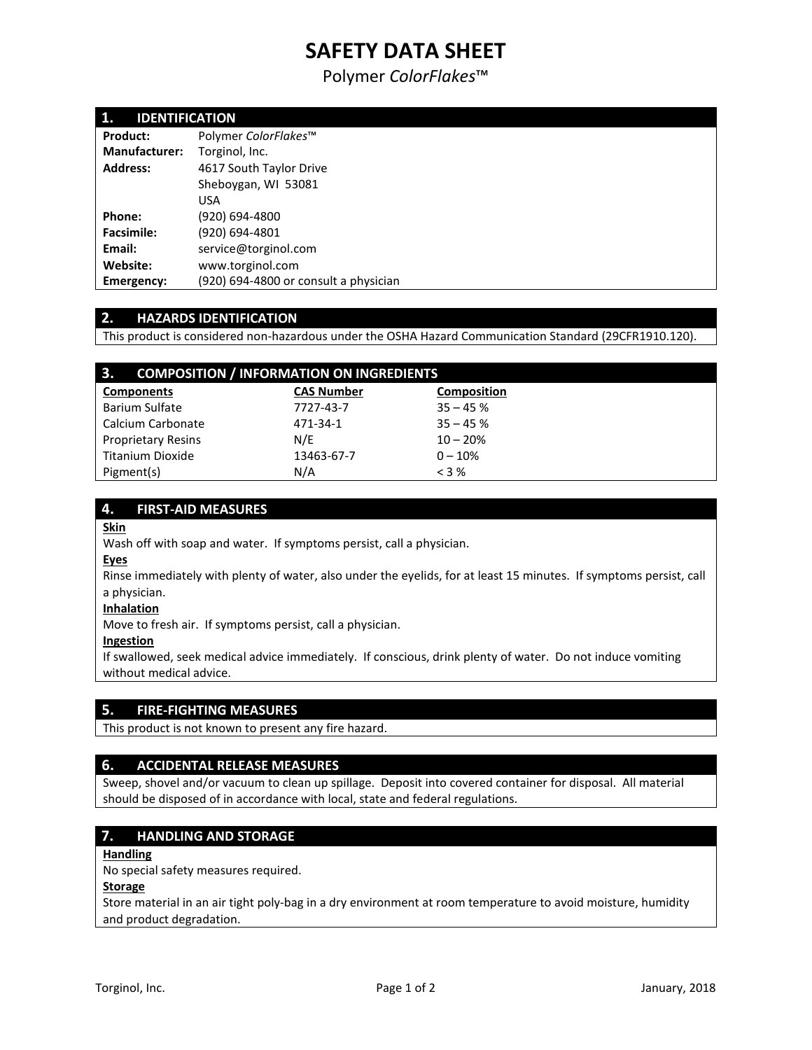# SAFETY DATA SHEET

Polymer *ColorFlakes*™

## 1. IDENTIFICATION

| | |
|---|---|
| **Product:** | Polymer *ColorFlakes*™ |
| **Manufacturer:** | Torginol, Inc. |
| **Address:** | 4617 South Taylor Drive<br>Sheboygan, WI 53081<br>USA |
| **Phone:** | (920) 694-4800 |
| **Facsimile:** | (920) 694-4801 |
| **Email:** | service@torginol.com |
| **Website:** | www.torginol.com |
| **Emergency:** | (920) 694-4800 or consult a physician |

## 2. HAZARDS IDENTIFICATION

This product is considered non-hazardous under the OSHA Hazard Communication Standard (29CFR1910.120).

## 3. COMPOSITION / INFORMATION ON INGREDIENTS

| Components | CAS Number | Composition |
|---|---|---|
| Barium Sulfate | 7727-43-7 | 35 – 45 % |
| Calcium Carbonate | 471-34-1 | 35 – 45 % |
| Proprietary Resins | N/E | 10 – 20% |
| Titanium Dioxide | 13463-67-7 | 0 – 10% |
| Pigment(s) | N/A | < 3 % |

## 4. FIRST-AID MEASURES

**Skin**

Wash off with soap and water. If symptoms persist, call a physician.

**Eyes**

Rinse immediately with plenty of water, also under the eyelids, for at least 15 minutes. If symptoms persist, call a physician.

**Inhalation**

Move to fresh air. If symptoms persist, call a physician.

**Ingestion**

If swallowed, seek medical advice immediately. If conscious, drink plenty of water. Do not induce vomiting without medical advice.

## 5. FIRE-FIGHTING MEASURES

This product is not known to present any fire hazard.

## 6. ACCIDENTAL RELEASE MEASURES

Sweep, shovel and/or vacuum to clean up spillage. Deposit into covered container for disposal. All material should be disposed of in accordance with local, state and federal regulations.

## 7. HANDLING AND STORAGE

**Handling**

No special safety measures required.

**Storage**

Store material in an air tight poly-bag in a dry environment at room temperature to avoid moisture, humidity and product degradation.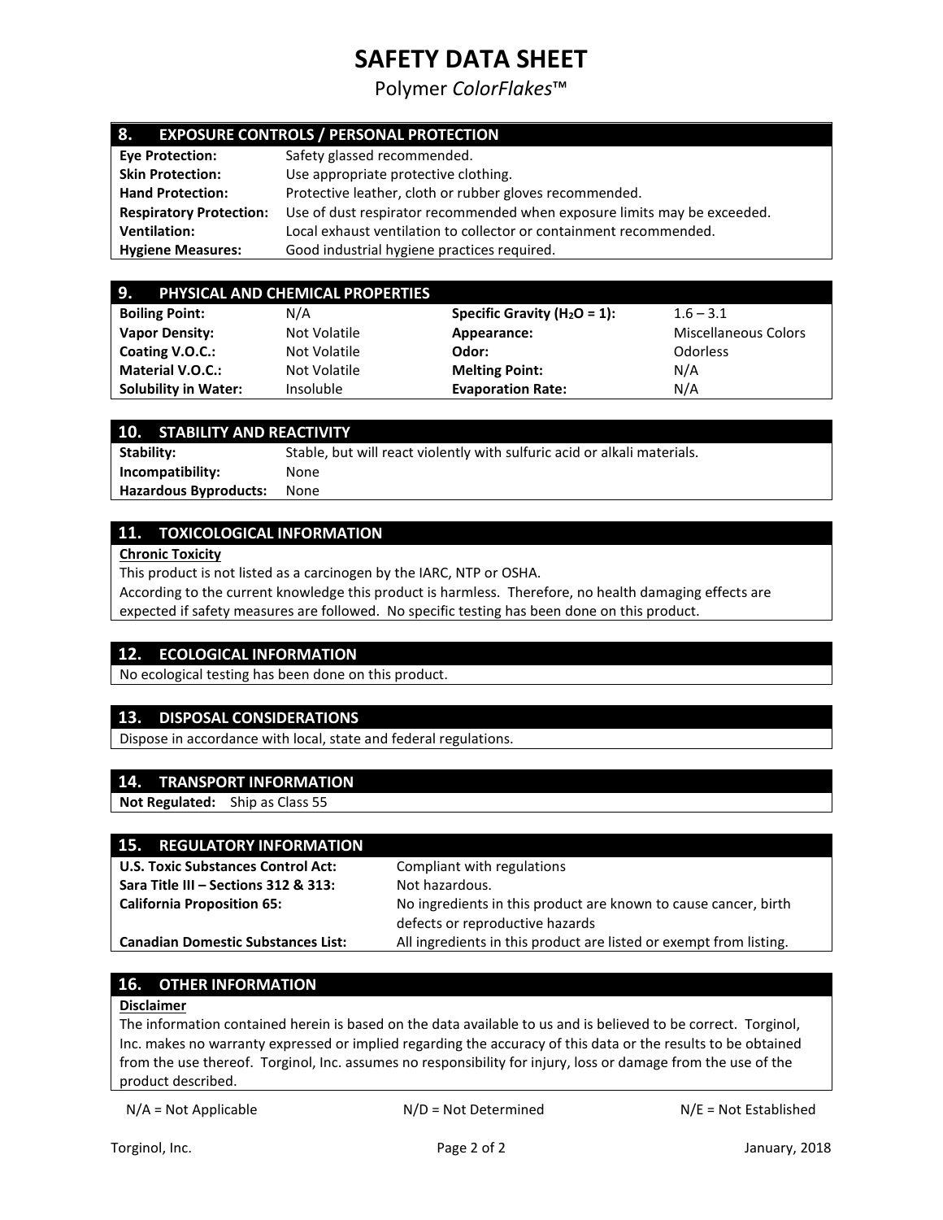# SAFETY DATA SHEET

Polymer *ColorFlakes*™

## 8. EXPOSURE CONTROLS / PERSONAL PROTECTION

| | |
|---|---|
| **Eye Protection:** | Safety glassed recommended. |
| **Skin Protection:** | Use appropriate protective clothing. |
| **Hand Protection:** | Protective leather, cloth or rubber gloves recommended. |
| **Respiratory Protection:** | Use of dust respirator recommended when exposure limits may be exceeded. |
| **Ventilation:** | Local exhaust ventilation to collector or containment recommended. |
| **Hygiene Measures:** | Good industrial hygiene practices required. |

## 9. PHYSICAL AND CHEMICAL PROPERTIES

| | | | |
|---|---|---|---|
| **Boiling Point:** | N/A | **Specific Gravity ($H_2O$ = 1):** | 1.6 – 3.1 |
| **Vapor Density:** | Not Volatile | **Appearance:** | Miscellaneous Colors |
| **Coating V.O.C.:** | Not Volatile | **Odor:** | Odorless |
| **Material V.O.C.:** | Not Volatile | **Melting Point:** | N/A |
| **Solubility in Water:** | Insoluble | **Evaporation Rate:** | N/A |

## 10. STABILITY AND REACTIVITY

| | |
|---|---|
| **Stability:** | Stable, but will react violently with sulfuric acid or alkali materials. |
| **Incompatibility:** | None |
| **Hazardous Byproducts:** | None |

## 11. TOXICOLOGICAL INFORMATION

**Chronic Toxicity**

This product is not listed as a carcinogen by the IARC, NTP or OSHA.
According to the current knowledge this product is harmless. Therefore, no health damaging effects are expected if safety measures are followed. No specific testing has been done on this product.

## 12. ECOLOGICAL INFORMATION

No ecological testing has been done on this product.

## 13. DISPOSAL CONSIDERATIONS

Dispose in accordance with local, state and federal regulations.

## 14. TRANSPORT INFORMATION

**Not Regulated:** Ship as Class 55

## 15. REGULATORY INFORMATION

| | |
|---|---|
| **U.S. Toxic Substances Control Act:** | Compliant with regulations |
| **Sara Title III – Sections 312 & 313:** | Not hazardous. |
| **California Proposition 65:** | No ingredients in this product are known to cause cancer, birth defects or reproductive hazards |
| **Canadian Domestic Substances List:** | All ingredients in this product are listed or exempt from listing. |

## 16. OTHER INFORMATION

**Disclaimer**

The information contained herein is based on the data available to us and is believed to be correct. Torginol, Inc. makes no warranty expressed or implied regarding the accuracy of this data or the results to be obtained from the use thereof. Torginol, Inc. assumes no responsibility for injury, loss or damage from the use of the product described.

N/A = Not Applicable N/D = Not Determined N/E = Not Established

Torginol, Inc. January, 2018